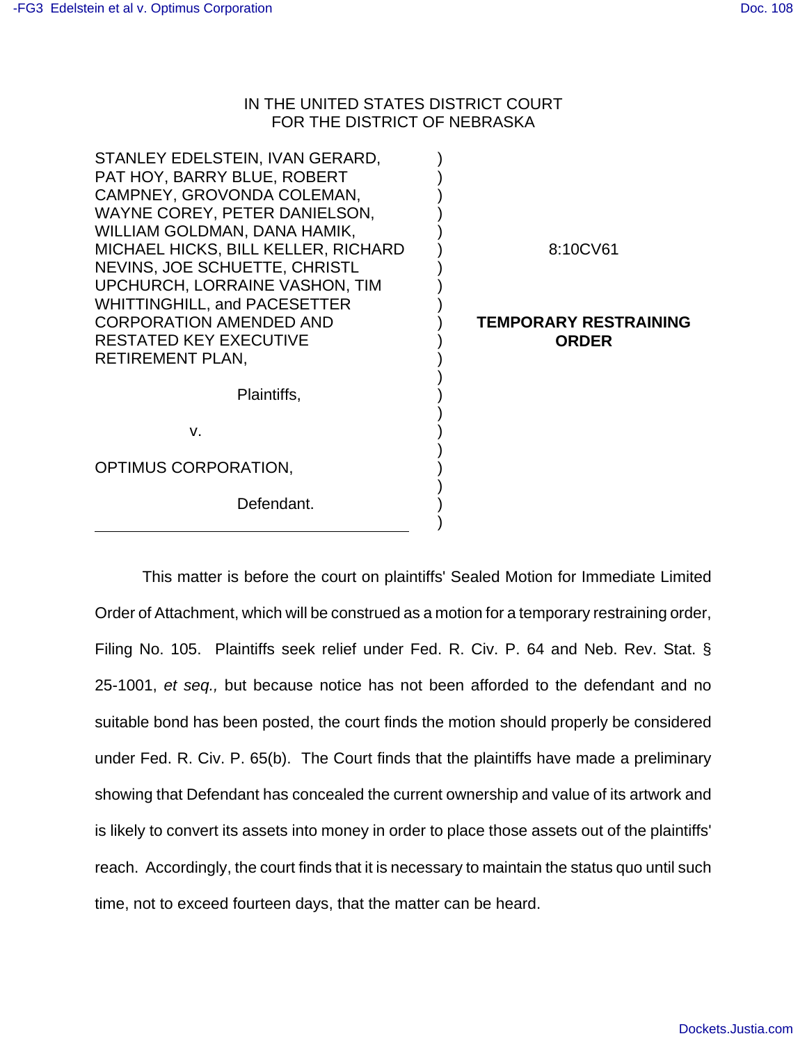IN THE UNITED STATES DISTRICT COURT
FOR THE DISTRICT OF NEBRASKA

| | | |
|---|---|---|
| STANLEY EDELSTEIN, IVAN GERARD, PAT HOY, BARRY BLUE, ROBERT CAMPNEY, GROVONDA COLEMAN, WAYNE COREY, PETER DANIELSON, WILLIAM GOLDMAN, DANA HAMIK, MICHAEL HICKS, BILL KELLER, RICHARD NEVINS, JOE SCHUETTE, CHRISTL UPCHURCH, LORRAINE VASHON, TIM WHITTINGHILL, and PACESETTER CORPORATION AMENDED AND RESTATED KEY EXECUTIVE RETIREMENT PLAN,<br><br>Plaintiffs,<br><br>v.<br><br>OPTIMUS CORPORATION,<br><br>Defendant. | ) | 8:10CV61<br><br>**TEMPORARY RESTRAINING ORDER** |

This matter is before the court on plaintiffs' Sealed Motion for Immediate Limited Order of Attachment, which will be construed as a motion for a temporary restraining order, Filing No. 105. Plaintiffs seek relief under Fed. R. Civ. P. 64 and Neb. Rev. Stat. § 25-1001, *et seq.,* but because notice has not been afforded to the defendant and no suitable bond has been posted, the court finds the motion should properly be considered under Fed. R. Civ. P. 65(b). The Court finds that the plaintiffs have made a preliminary showing that Defendant has concealed the current ownership and value of its artwork and is likely to convert its assets into money in order to place those assets out of the plaintiffs' reach. Accordingly, the court finds that it is necessary to maintain the status quo until such time, not to exceed fourteen days, that the matter can be heard.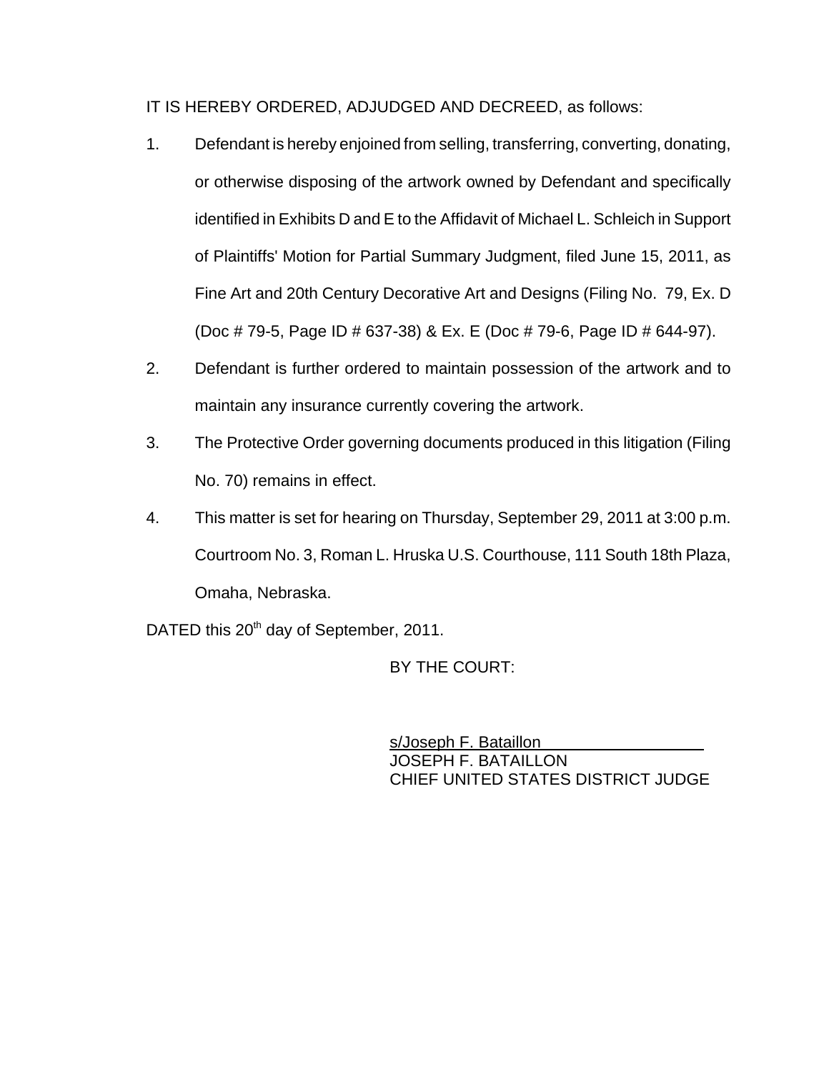IT IS HEREBY ORDERED, ADJUDGED AND DECREED, as follows:

1. Defendant is hereby enjoined from selling, transferring, converting, donating, or otherwise disposing of the artwork owned by Defendant and specifically identified in Exhibits D and E to the Affidavit of Michael L. Schleich in Support of Plaintiffs' Motion for Partial Summary Judgment, filed June 15, 2011, as Fine Art and 20th Century Decorative Art and Designs (Filing No. 79, Ex. D (Doc # 79-5, Page ID # 637-38) & Ex. E (Doc # 79-6, Page ID # 644-97).

2. Defendant is further ordered to maintain possession of the artwork and to maintain any insurance currently covering the artwork.

3. The Protective Order governing documents produced in this litigation (Filing No. 70) remains in effect.

4. This matter is set for hearing on Thursday, September 29, 2011 at 3:00 p.m. Courtroom No. 3, Roman L. Hruska U.S. Courthouse, 111 South 18th Plaza, Omaha, Nebraska.

DATED this 20th day of September, 2011.

BY THE COURT:

s/Joseph F. Bataillon
JOSEPH F. BATAILLON
CHIEF UNITED STATES DISTRICT JUDGE